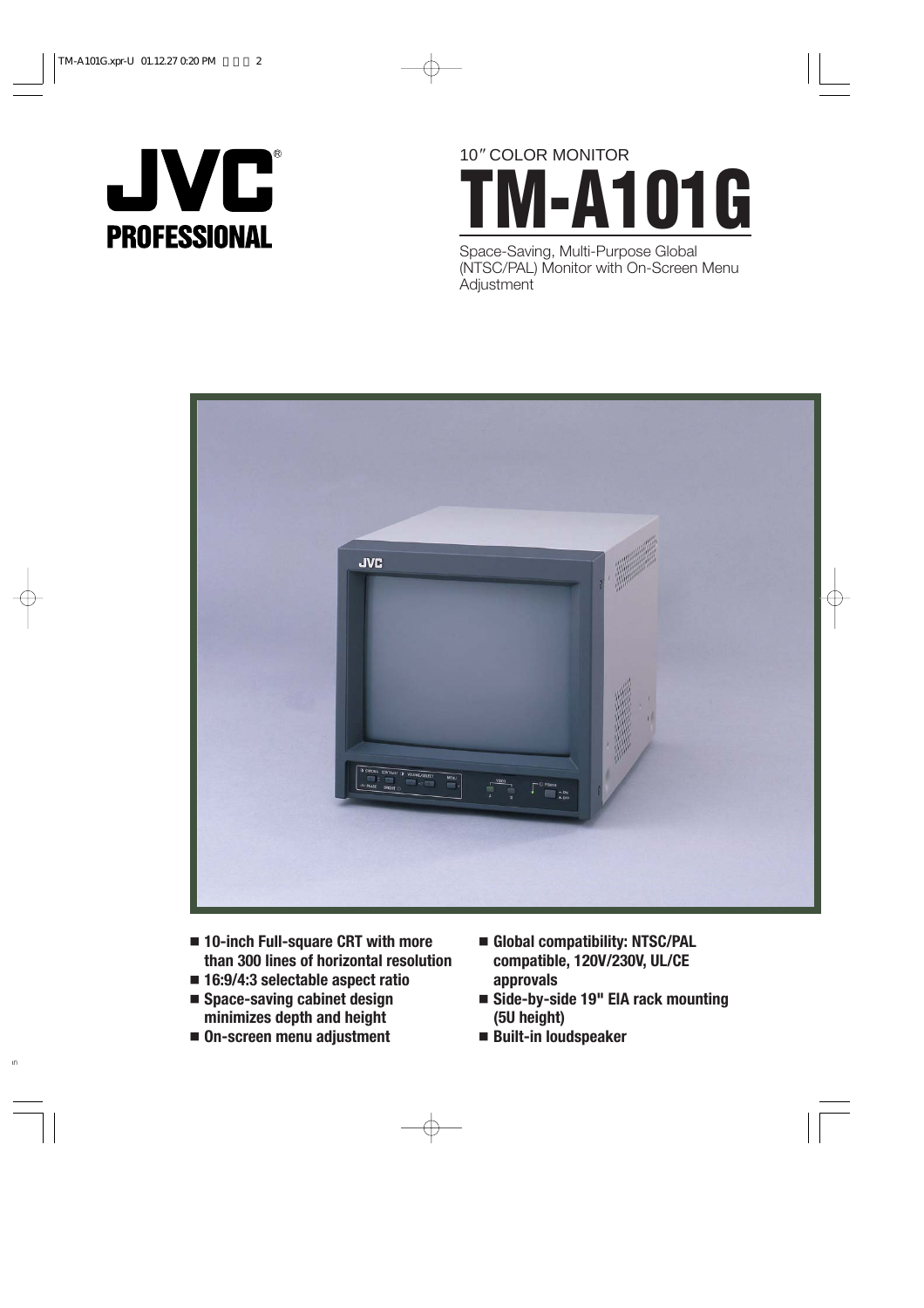# JVC® PROFESSIONAL

10″ COLOR MONITOR

# TM-A101G

Space-Saving, Multi-Purpose Global (NTSC/PAL) Monitor with On-Screen Menu Adjustment

- **10-inch Full-square CRT with more than 300 lines of horizontal resolution**
- **16:9/4:3 selectable aspect ratio**
- **Space-saving cabinet design minimizes depth and height**
- **On-screen menu adjustment**
- **Global compatibility: NTSC/PAL compatible, 120V/230V, UL/CE approvals**
- **Side-by-side 19" EIA rack mounting (5U height)**
- **Built-in loudspeaker**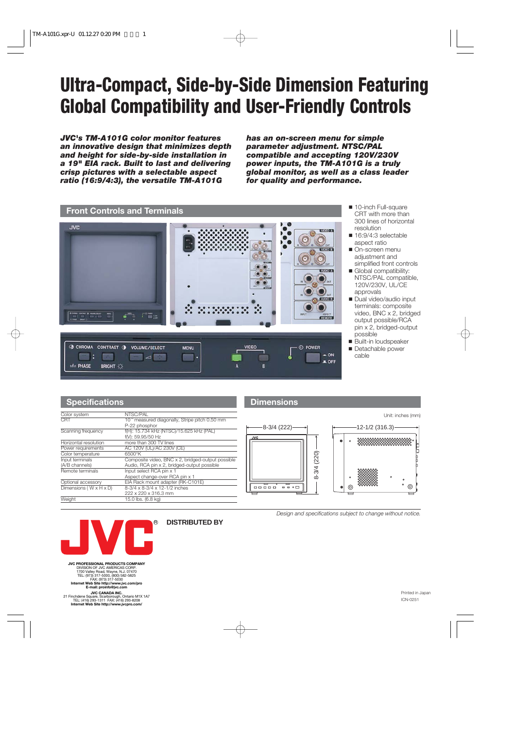# Ultra-Compact, Side-by-Side Dimension Featuring Global Compatibility and User-Friendly Controls

***JVC's TM-A101G color monitor features an innovative design that minimizes depth and height for side-by-side installation in a 19" EIA rack. Built to last and delivering crisp pictures with a selectable aspect ratio (16:9/4:3), the versatile TM-A101G has an on-screen menu for simple parameter adjustment. NTSC/PAL compatible and accepting 120V/230V power inputs, the TM-A101G is a truly global monitor, as well as a class leader for quality and performance.***

## Front Controls and Terminals

- 10-inch Full-square CRT with more than 300 lines of horizontal resolution
- 16:9/4:3 selectable aspect ratio
- On-screen menu adjustment and simplified front controls
- Global compatibility: NTSC/PAL compatible, 120V/230V, UL/CE approvals
- Dual video/audio input terminals: composite video, BNC x 2, bridged output possible/RCA pin x 2, bridged-output possible
- Built-in loudspeaker
- Detachable power cable

## Specifications

| | |
|---|---|
| Color system | NTSC/PAL |
| CRT | 10" measured diagonally, Stripe pitch 0.50 mm P-22 phosphor |
| Scanning frequency | f(H): 15.734 kHz (NTSC)/15.625 kHz (PAL) f(V): 59.95/50 Hz |
| Horizontal resolution | more than 300 TV lines |
| Power requirements | AC 120V (UL)/AC 230V (CE) |
| Color temperature | 6500°K |
| Input terminals (A/B channels) | Composite video, BNC x 2, bridged-output possible Audio, RCA pin x 2, bridged-output possible |
| Remote terminals | Input select RCA pin x 1 Aspect change-over RCA pin x 1 |
| Optional accessory | EIA Rack mount adapter (RK-C101E) |
| Dimensions ( W x H x D) | 8-3/4 x 8-3/4 x 12-1/2 inches 222 x 220 x 316.3 mm |
| Weight | 15.0 lbs. (6.8 kg) |

## Dimensions

Unit: inches (mm)

8-3/4 (222)

8-3/4 (220)

12-1/2 (316.3)

*Design and specifications subject to change without notice.*

**DISTRIBUTED BY**

**JVC PROFESSIONAL PRODUCTS COMPANY**
DIVISION OF JVC AMERICAS CORP.
1700 Valley Road, Wayne, N.J. 07470
TEL: (973) 317-5000, (800) 582-5825
FAX: (973) 317-5030
**Internet Web Site http://www.jvc.com/pro**
**E-mail: proinfo@jvc.com**

**JVC CANADA INC.**
21 Finchdene Square, Scarborough, Ontario M1X 1A7
TEL: (416) 293-1311 FAX: (416) 293-8208
**Internet Web Site http://www.jvcpro.com/**

Printed in Japan
ICN-0251